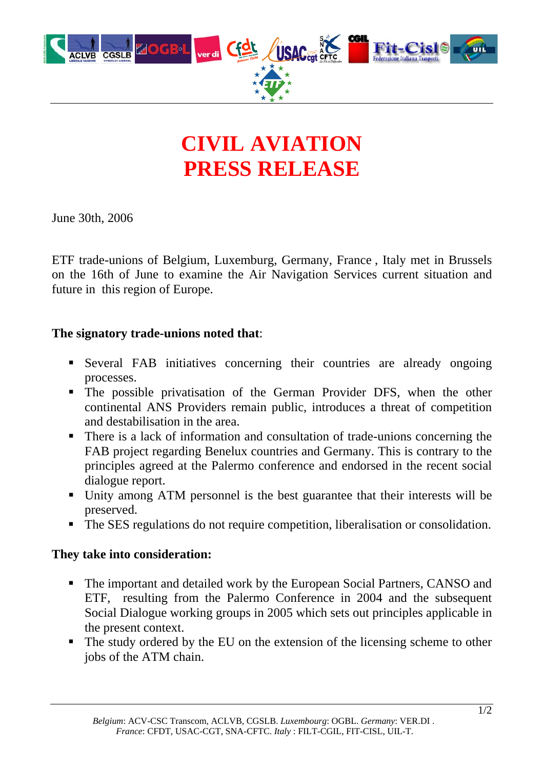# CIVIL AVIATION
# PRESS RELEASE

June 30th, 2006

ETF trade-unions of Belgium, Luxemburg, Germany, France , Italy met in Brussels on the 16th of June to examine the Air Navigation Services current situation and future in this region of Europe.

**The signatory trade-unions noted that**:

- Several FAB initiatives concerning their countries are already ongoing processes.
- The possible privatisation of the German Provider DFS, when the other continental ANS Providers remain public, introduces a threat of competition and destabilisation in the area.
- There is a lack of information and consultation of trade-unions concerning the FAB project regarding Benelux countries and Germany. This is contrary to the principles agreed at the Palermo conference and endorsed in the recent social dialogue report.
- Unity among ATM personnel is the best guarantee that their interests will be preserved.
- The SES regulations do not require competition, liberalisation or consolidation.

**They take into consideration:**

- The important and detailed work by the European Social Partners, CANSO and ETF, resulting from the Palermo Conference in 2004 and the subsequent Social Dialogue working groups in 2005 which sets out principles applicable in the present context.
- The study ordered by the EU on the extension of the licensing scheme to other jobs of the ATM chain.

*Belgium*: ACV-CSC Transcom, ACLVB, CGSLB. *Luxembourg*: OGBL. *Germany*: VER.DI . *France*: CFDT, USAC-CGT, SNA-CFTC. *Italy* : FILT-CGIL, FIT-CISL, UIL-T.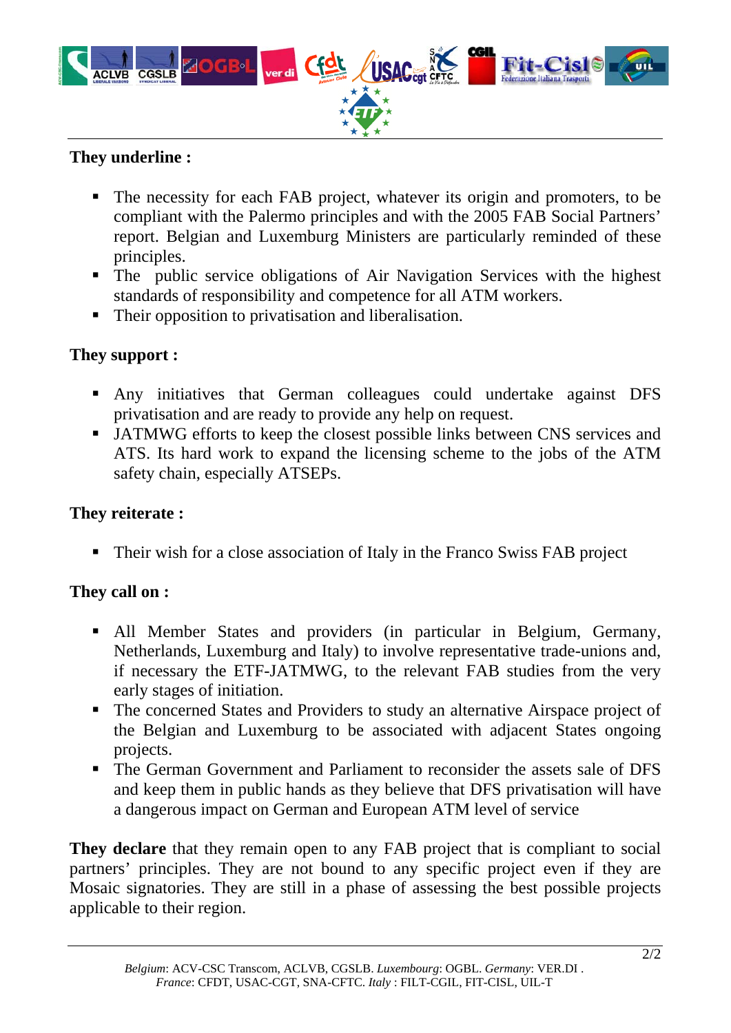**They underline :**

- The necessity for each FAB project, whatever its origin and promoters, to be compliant with the Palermo principles and with the 2005 FAB Social Partners' report. Belgian and Luxemburg Ministers are particularly reminded of these principles.
- The public service obligations of Air Navigation Services with the highest standards of responsibility and competence for all ATM workers.
- Their opposition to privatisation and liberalisation.

**They support :**

- Any initiatives that German colleagues could undertake against DFS privatisation and are ready to provide any help on request.
- JATMWG efforts to keep the closest possible links between CNS services and ATS. Its hard work to expand the licensing scheme to the jobs of the ATM safety chain, especially ATSEPs.

**They reiterate :**

- Their wish for a close association of Italy in the Franco Swiss FAB project

**They call on :**

- All Member States and providers (in particular in Belgium, Germany, Netherlands, Luxemburg and Italy) to involve representative trade-unions and, if necessary the ETF-JATMWG, to the relevant FAB studies from the very early stages of initiation.
- The concerned States and Providers to study an alternative Airspace project of the Belgian and Luxemburg to be associated with adjacent States ongoing projects.
- The German Government and Parliament to reconsider the assets sale of DFS and keep them in public hands as they believe that DFS privatisation will have a dangerous impact on German and European ATM level of service

**They declare** that they remain open to any FAB project that is compliant to social partners' principles. They are not bound to any specific project even if they are Mosaic signatories. They are still in a phase of assessing the best possible projects applicable to their region.

*Belgium*: ACV-CSC Transcom, ACLVB, CGSLB. *Luxembourg*: OGBL. *Germany*: VER.DI .
*France*: CFDT, USAC-CGT, SNA-CFTC. *Italy* : FILT-CGIL, FIT-CISL, UIL-T